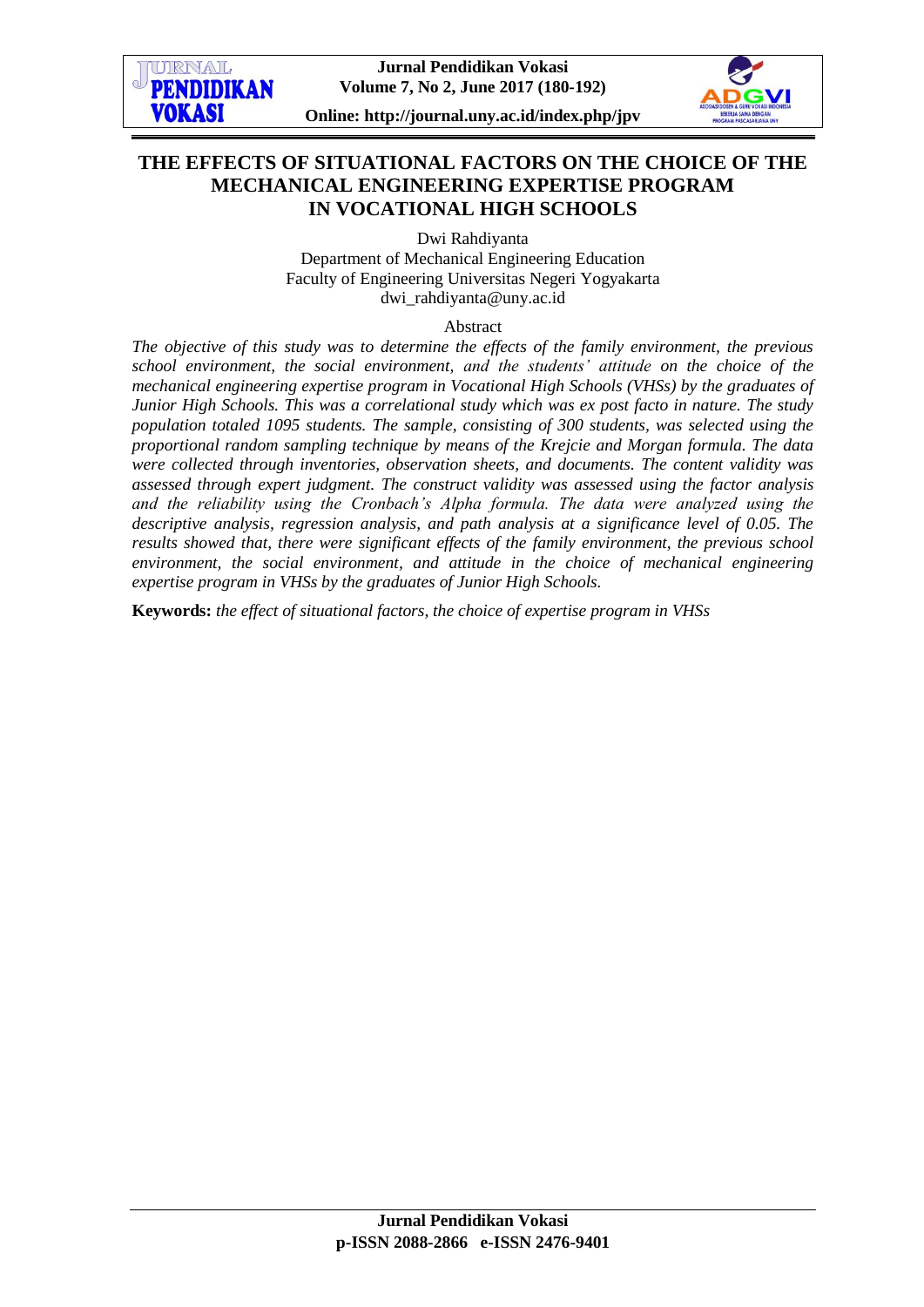# THE EFFECTS OF SITUATIONAL FACTORS ON THE CHOICE OF THE MECHANICAL ENGINEERING EXPERTISE PROGRAM IN VOCATIONAL HIGH SCHOOLS

Dwi Rahdiyanta
Department of Mechanical Engineering Education
Faculty of Engineering Universitas Negeri Yogyakarta
dwi_rahdiyanta@uny.ac.id

## Abstract

*The objective of this study was to determine the effects of the family environment, the previous school environment, the social environment, and the students' attitude on the choice of the mechanical engineering expertise program in Vocational High Schools (VHSs) by the graduates of Junior High Schools. This was a correlational study which was ex post facto in nature. The study population totaled 1095 students. The sample, consisting of 300 students, was selected using the proportional random sampling technique by means of the Krejcie and Morgan formula. The data were collected through inventories, observation sheets, and documents. The content validity was assessed through expert judgment. The construct validity was assessed using the factor analysis and the reliability using the Cronbach's Alpha formula. The data were analyzed using the descriptive analysis, regression analysis, and path analysis at a significance level of 0.05. The results showed that, there were significant effects of the family environment, the previous school environment, the social environment, and attitude in the choice of mechanical engineering expertise program in VHSs by the graduates of Junior High Schools.*

**Keywords:** *the effect of situational factors, the choice of expertise program in VHSs*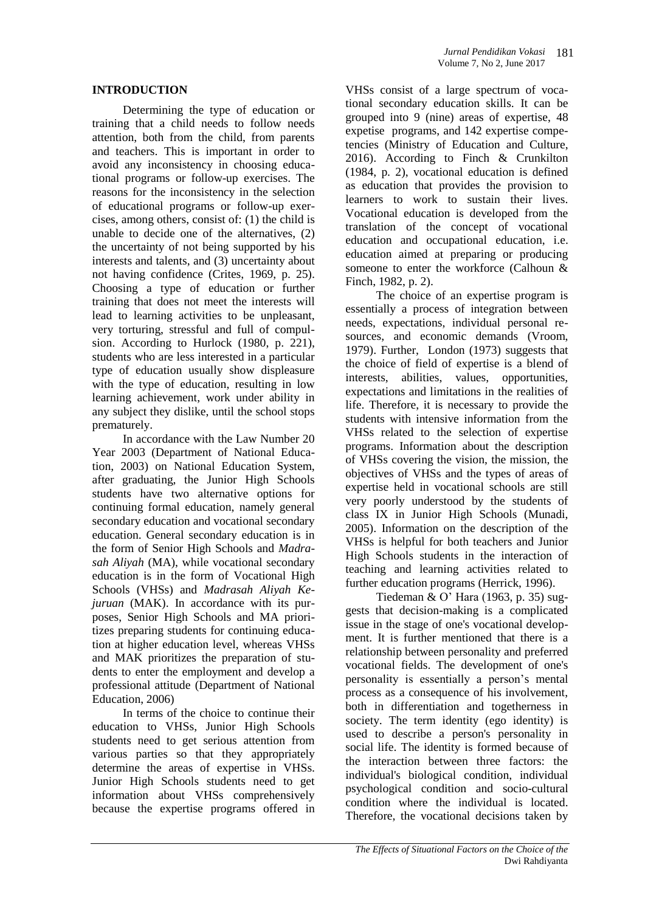## INTRODUCTION

Determining the type of education or training that a child needs to follow needs attention, both from the child, from parents and teachers. This is important in order to avoid any inconsistency in choosing educational programs or follow-up exercises. The reasons for the inconsistency in the selection of educational programs or follow-up exercises, among others, consist of: (1) the child is unable to decide one of the alternatives, (2) the uncertainty of not being supported by his interests and talents, and (3) uncertainty about not having confidence (Crites, 1969, p. 25). Choosing a type of education or further training that does not meet the interests will lead to learning activities to be unpleasant, very torturing, stressful and full of compulsion. According to Hurlock (1980, p. 221), students who are less interested in a particular type of education usually show displeasure with the type of education, resulting in low learning achievement, work under ability in any subject they dislike, until the school stops prematurely.

In accordance with the Law Number 20 Year 2003 (Department of National Education, 2003) on National Education System, after graduating, the Junior High Schools students have two alternative options for continuing formal education, namely general secondary education and vocational secondary education. General secondary education is in the form of Senior High Schools and *Madrasah Aliyah* (MA), while vocational secondary education is in the form of Vocational High Schools (VHSs) and *Madrasah Aliyah Kejuruan* (MAK). In accordance with its purposes, Senior High Schools and MA prioritizes preparing students for continuing education at higher education level, whereas VHSs and MAK prioritizes the preparation of students to enter the employment and develop a professional attitude (Department of National Education, 2006)

In terms of the choice to continue their education to VHSs, Junior High Schools students need to get serious attention from various parties so that they appropriately determine the areas of expertise in VHSs. Junior High Schools students need to get information about VHSs comprehensively because the expertise programs offered in VHSs consist of a large spectrum of vocational secondary education skills. It can be grouped into 9 (nine) areas of expertise, 48 expetise programs, and 142 expertise competencies (Ministry of Education and Culture, 2016). According to Finch & Crunkilton (1984, p. 2), vocational education is defined as education that provides the provision to learners to work to sustain their lives. Vocational education is developed from the translation of the concept of vocational education and occupational education, i.e. education aimed at preparing or producing someone to enter the workforce (Calhoun & Finch, 1982, p. 2).

The choice of an expertise program is essentially a process of integration between needs, expectations, individual personal resources, and economic demands (Vroom, 1979). Further, London (1973) suggests that the choice of field of expertise is a blend of interests, abilities, values, opportunities, expectations and limitations in the realities of life. Therefore, it is necessary to provide the students with intensive information from the VHSs related to the selection of expertise programs. Information about the description of VHSs covering the vision, the mission, the objectives of VHSs and the types of areas of expertise held in vocational schools are still very poorly understood by the students of class IX in Junior High Schools (Munadi, 2005). Information on the description of the VHSs is helpful for both teachers and Junior High Schools students in the interaction of teaching and learning activities related to further education programs (Herrick, 1996).

Tiedeman & O' Hara (1963, p. 35) suggests that decision-making is a complicated issue in the stage of one's vocational development. It is further mentioned that there is a relationship between personality and preferred vocational fields. The development of one's personality is essentially a person's mental process as a consequence of his involvement, both in differentiation and togetherness in society. The term identity (ego identity) is used to describe a person's personality in social life. The identity is formed because of the interaction between three factors: the individual's biological condition, individual psychological condition and socio-cultural condition where the individual is located. Therefore, the vocational decisions taken by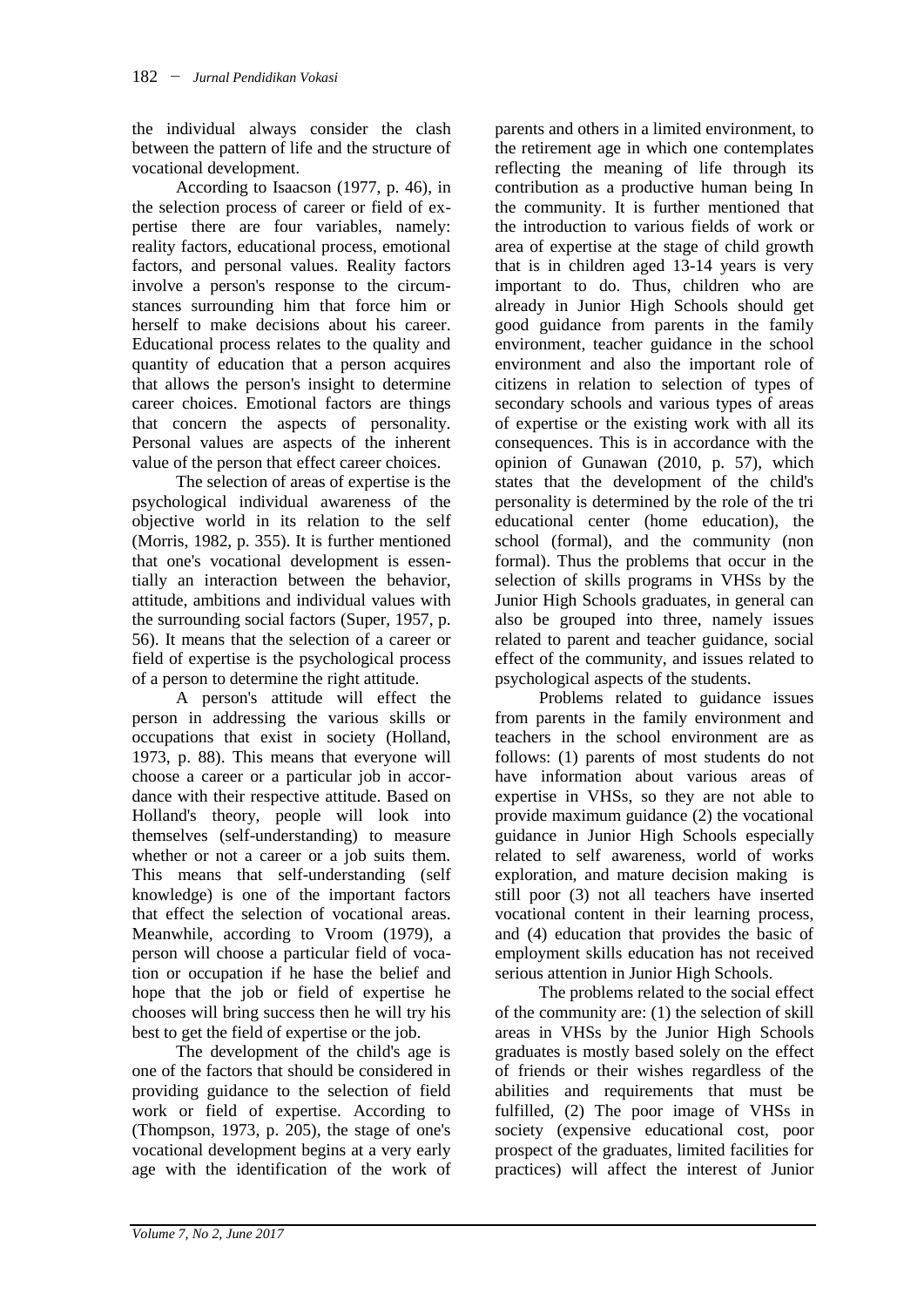the individual always consider the clash between the pattern of life and the structure of vocational development.

According to Isaacson (1977, p. 46), in the selection process of career or field of expertise there are four variables, namely: reality factors, educational process, emotional factors, and personal values. Reality factors involve a person's response to the circumstances surrounding him that force him or herself to make decisions about his career. Educational process relates to the quality and quantity of education that a person acquires that allows the person's insight to determine career choices. Emotional factors are things that concern the aspects of personality. Personal values are aspects of the inherent value of the person that effect career choices.

The selection of areas of expertise is the psychological individual awareness of the objective world in its relation to the self (Morris, 1982, p. 355). It is further mentioned that one's vocational development is essentially an interaction between the behavior, attitude, ambitions and individual values with the surrounding social factors (Super, 1957, p. 56). It means that the selection of a career or field of expertise is the psychological process of a person to determine the right attitude.

A person's attitude will effect the person in addressing the various skills or occupations that exist in society (Holland, 1973, p. 88). This means that everyone will choose a career or a particular job in accordance with their respective attitude. Based on Holland's theory, people will look into themselves (self-understanding) to measure whether or not a career or a job suits them. This means that self-understanding (self knowledge) is one of the important factors that effect the selection of vocational areas. Meanwhile, according to Vroom (1979), a person will choose a particular field of vocation or occupation if he hase the belief and hope that the job or field of expertise he chooses will bring success then he will try his best to get the field of expertise or the job.

The development of the child's age is one of the factors that should be considered in providing guidance to the selection of field work or field of expertise. According to (Thompson, 1973, p. 205), the stage of one's vocational development begins at a very early age with the identification of the work of parents and others in a limited environment, to the retirement age in which one contemplates reflecting the meaning of life through its contribution as a productive human being In the community. It is further mentioned that the introduction to various fields of work or area of expertise at the stage of child growth that is in children aged 13-14 years is very important to do. Thus, children who are already in Junior High Schools should get good guidance from parents in the family environment, teacher guidance in the school environment and also the important role of citizens in relation to selection of types of secondary schools and various types of areas of expertise or the existing work with all its consequences. This is in accordance with the opinion of Gunawan (2010, p. 57), which states that the development of the child's personality is determined by the role of the tri educational center (home education), the school (formal), and the community (non formal). Thus the problems that occur in the selection of skills programs in VHSs by the Junior High Schools graduates, in general can also be grouped into three, namely issues related to parent and teacher guidance, social effect of the community, and issues related to psychological aspects of the students.

Problems related to guidance issues from parents in the family environment and teachers in the school environment are as follows: (1) parents of most students do not have information about various areas of expertise in VHSs, so they are not able to provide maximum guidance (2) the vocational guidance in Junior High Schools especially related to self awareness, world of works exploration, and mature decision making is still poor (3) not all teachers have inserted vocational content in their learning process, and (4) education that provides the basic of employment skills education has not received serious attention in Junior High Schools.

The problems related to the social effect of the community are: (1) the selection of skill areas in VHSs by the Junior High Schools graduates is mostly based solely on the effect of friends or their wishes regardless of the abilities and requirements that must be fulfilled, (2) The poor image of VHSs in society (expensive educational cost, poor prospect of the graduates, limited facilities for practices) will affect the interest of Junior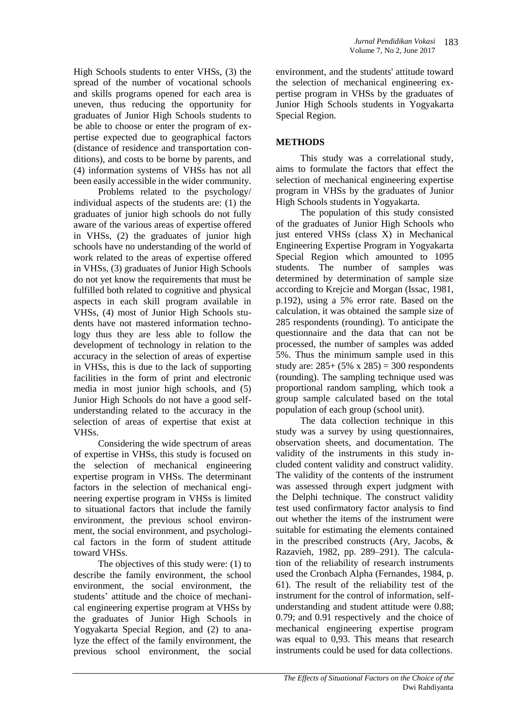High Schools students to enter VHSs, (3) the spread of the number of vocational schools and skills programs opened for each area is uneven, thus reducing the opportunity for graduates of Junior High Schools students to be able to choose or enter the program of expertise expected due to geographical factors (distance of residence and transportation conditions), and costs to be borne by parents, and (4) information systems of VHSs has not all been easily accessible in the wider community.

Problems related to the psychology/ individual aspects of the students are: (1) the graduates of junior high schools do not fully aware of the various areas of expertise offered in VHSs, (2) the graduates of junior high schools have no understanding of the world of work related to the areas of expertise offered in VHSs, (3) graduates of Junior High Schools do not yet know the requirements that must be fulfilled both related to cognitive and physical aspects in each skill program available in VHSs, (4) most of Junior High Schools students have not mastered information technology thus they are less able to follow the development of technology in relation to the accuracy in the selection of areas of expertise in VHSs, this is due to the lack of supporting facilities in the form of print and electronic media in most junior high schools, and (5) Junior High Schools do not have a good self-understanding related to the accuracy in the selection of areas of expertise that exist at VHSs.

Considering the wide spectrum of areas of expertise in VHSs, this study is focused on the selection of mechanical engineering expertise program in VHSs. The determinant factors in the selection of mechanical engineering expertise program in VHSs is limited to situational factors that include the family environment, the previous school environment, the social environment, and psychological factors in the form of student attitude toward VHSs.

The objectives of this study were: (1) to describe the family environment, the school environment, the social environment, the students' attitude and the choice of mechanical engineering expertise program at VHSs by the graduates of Junior High Schools in Yogyakarta Special Region, and (2) to analyze the effect of the family environment, the previous school environment, the social environment, and the students' attitude toward the selection of mechanical engineering expertise program in VHSs by the graduates of Junior High Schools students in Yogyakarta Special Region.

## METHODS

This study was a correlational study, aims to formulate the factors that effect the selection of mechanical engineering expertise program in VHSs by the graduates of Junior High Schools students in Yogyakarta.

The population of this study consisted of the graduates of Junior High Schools who just entered VHSs (class X) in Mechanical Engineering Expertise Program in Yogyakarta Special Region which amounted to 1095 students. The number of samples was determined by determination of sample size according to Krejcie and Morgan (Issac, 1981, p.192), using a 5% error rate. Based on the calculation, it was obtained the sample size of 285 respondents (rounding). To anticipate the questionnaire and the data that can not be processed, the number of samples was added 5%. Thus the minimum sample used in this study are: 285+ (5% x 285) = 300 respondents (rounding). The sampling technique used was proportional random sampling, which took a group sample calculated based on the total population of each group (school unit).

The data collection technique in this study was a survey by using questionnaires, observation sheets, and documentation. The validity of the instruments in this study included content validity and construct validity. The validity of the contents of the instrument was assessed through expert judgment with the Delphi technique. The construct validity test used confirmatory factor analysis to find out whether the items of the instrument were suitable for estimating the elements contained in the prescribed constructs (Ary, Jacobs, & Razavieh, 1982, pp. 289–291). The calculation of the reliability of research instruments used the Cronbach Alpha (Fernandes, 1984, p. 61). The result of the reliability test of the instrument for the control of information, self-understanding and student attitude were 0.88; 0.79; and 0.91 respectively and the choice of mechanical engineering expertise program was equal to 0,93. This means that research instruments could be used for data collections.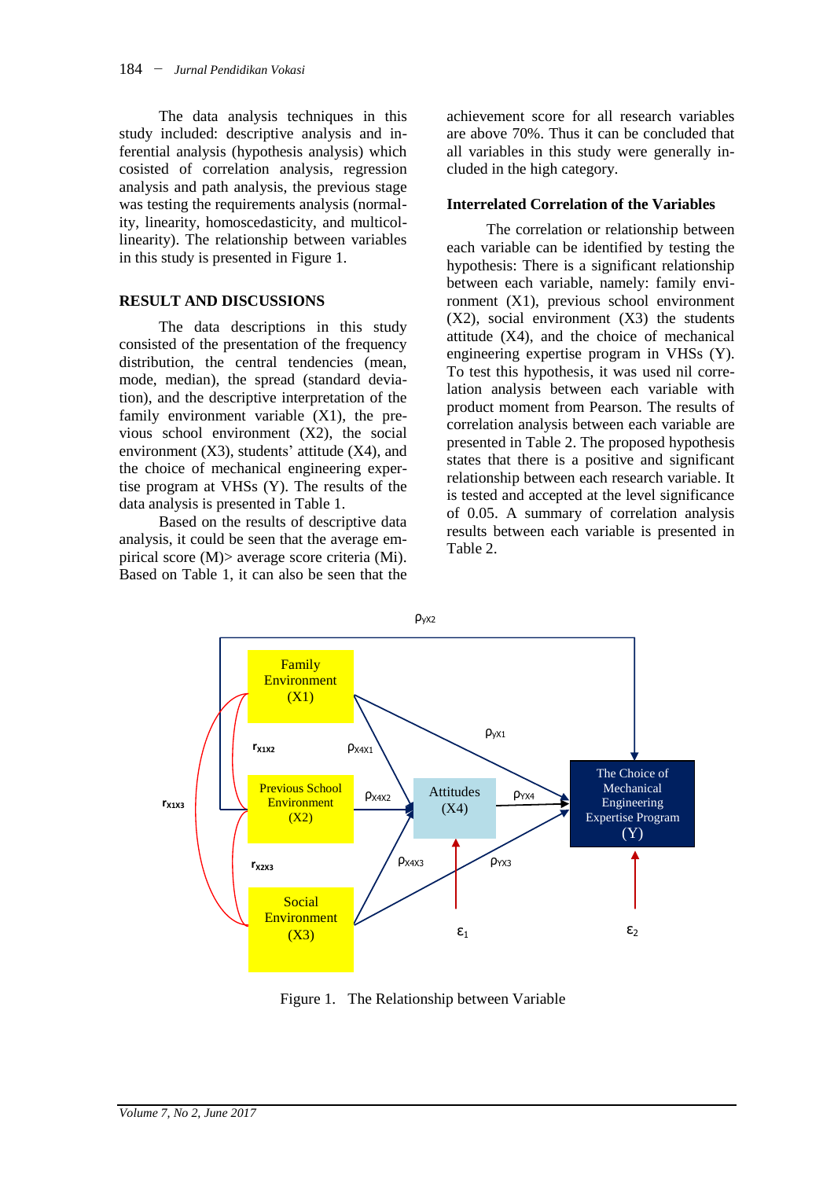The data analysis techniques in this study included: descriptive analysis and inferential analysis (hypothesis analysis) which cosisted of correlation analysis, regression analysis and path analysis, the previous stage was testing the requirements analysis (normality, linearity, homoscedasticity, and multicollinearity). The relationship between variables in this study is presented in Figure 1.

## RESULT AND DISCUSSIONS

The data descriptions in this study consisted of the presentation of the frequency distribution, the central tendencies (mean, mode, median), the spread (standard deviation), and the descriptive interpretation of the family environment variable (X1), the previous school environment (X2), the social environment (X3), students' attitude (X4), and the choice of mechanical engineering expertise program at VHSs (Y). The results of the data analysis is presented in Table 1.

Based on the results of descriptive data analysis, it could be seen that the average empirical score (M)> average score criteria (Mi). Based on Table 1, it can also be seen that the achievement score for all research variables are above 70%. Thus it can be concluded that all variables in this study were generally included in the high category.

### Interrelated Correlation of the Variables

The correlation or relationship between each variable can be identified by testing the hypothesis: There is a significant relationship between each variable, namely: family environment (X1), previous school environment (X2), social environment (X3) the students attitude (X4), and the choice of mechanical engineering expertise program in VHSs (Y). To test this hypothesis, it was used nil correlation analysis between each variable with product moment from Pearson. The results of correlation analysis between each variable are presented in Table 2. The proposed hypothesis states that there is a positive and significant relationship between each research variable. It is tested and accepted at the level significance of 0.05. A summary of correlation analysis results between each variable is presented in Table 2.

$\rho_{YX2}$

Family Environment (X1)

Previous School Environment (X2)

Social Environment (X3)

Attitudes (X4)

The Choice of Mechanical Engineering Expertise Program (Y)

$r_{X1X2}$ $r_{X1X3}$ $r_{X2X3}$

$\rho_{X4X1}$ $\rho_{X4X2}$ $\rho_{X4X3}$

$\rho_{YX1}$ $\rho_{YX4}$ $\rho_{YX3}$

$\varepsilon_1$ $\varepsilon_2$

Figure 1. The Relationship between Variable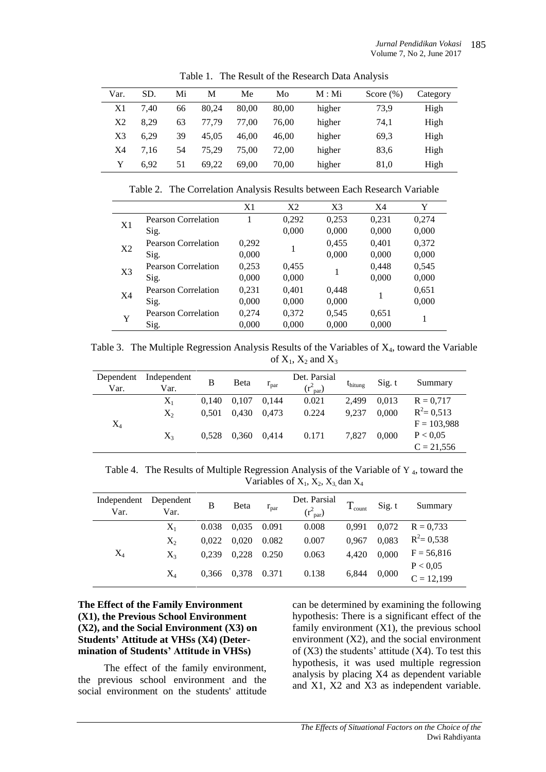Table 1. The Result of the Research Data Analysis

| Var. | SD. | Mi | M | Me | Mo | M : Mi | Score (%) | Category |
|---|---|---|---|---|---|---|---|---|
| X1 | 7,40 | 66 | 80,24 | 80,00 | 80,00 | higher | 73,9 | High |
| X2 | 8,29 | 63 | 77,79 | 77,00 | 76,00 | higher | 74,1 | High |
| X3 | 6,29 | 39 | 45,05 | 46,00 | 46,00 | higher | 69,3 | High |
| X4 | 7,16 | 54 | 75,29 | 75,00 | 72,00 | higher | 83,6 | High |
| Y | 6,92 | 51 | 69,22 | 69,00 | 70,00 | higher | 81,0 | High |

Table 2. The Correlation Analysis Results between Each Research Variable

| | | X1 | X2 | X3 | X4 | Y |
|---|---|---|---|---|---|---|
| X1 | Pearson Correlation | 1 | 0,292 | 0,253 | 0,231 | 0,274 |
| | Sig. | | 0,000 | 0,000 | 0,000 | 0,000 |
| X2 | Pearson Correlation | 0,292 | 1 | 0,455 | 0,401 | 0,372 |
| | Sig. | 0,000 | | 0,000 | 0,000 | 0,000 |
| X3 | Pearson Correlation | 0,253 | 0,455 | 1 | 0,448 | 0,545 |
| | Sig. | 0,000 | 0,000 | | 0,000 | 0,000 |
| X4 | Pearson Correlation | 0,231 | 0,401 | 0,448 | 1 | 0,651 |
| | Sig. | 0,000 | 0,000 | 0,000 | | 0,000 |
| Y | Pearson Correlation | 0,274 | 0,372 | 0,545 | 0,651 | 1 |
| | Sig. | 0,000 | 0,000 | 0,000 | 0,000 | |

Table 3. The Multiple Regression Analysis Results of the Variables of $X_4$, toward the Variable of $X_1$, $X_2$ and $X_3$

| Dependent Var. | Independent Var. | B | Beta | $r_{par}$ | Det. Parsial ($r^2_{par}$) | $t_{hitung}$ | Sig. t | Summary |
|---|---|---|---|---|---|---|---|---|
| $X_4$ | $X_1$ | 0,140 | 0,107 | 0,144 | 0.021 | 2,499 | 0,013 | R = 0,717 |
| | $X_2$ | 0,501 | 0,430 | 0,473 | 0.224 | 9,237 | 0,000 | $R^2$= 0,513<br>F = 103,988 |
| | $X_3$ | 0,528 | 0,360 | 0,414 | 0.171 | 7,827 | 0,000 | P < 0,05<br>C = 21,556 |

Table 4. The Results of Multiple Regression Analysis of the Variable of $Y_4$, toward the Variables of $X_1$, $X_2$, $X_3$, dan $X_4$

| Independent Var. | Dependent Var. | B | Beta | $r_{par}$ | Det. Parsial ($r^2_{par}$) | $T_{count}$ | Sig. t | Summary |
|---|---|---|---|---|---|---|---|---|
| $X_4$ | $X_1$ | 0.038 | 0,035 | 0.091 | 0.008 | 0,991 | 0,072 | R = 0,733 |
| | $X_2$ | 0,022 | 0,020 | 0.082 | 0.007 | 0,967 | 0,083 | $R^2$= 0,538 |
| | $X_3$ | 0,239 | 0,228 | 0.250 | 0.063 | 4,420 | 0,000 | F = 56,816 |
| | $X_4$ | 0,366 | 0,378 | 0.371 | 0.138 | 6,844 | 0,000 | P < 0,05<br>C = 12,199 |

**The Effect of the Family Environment (X1), the Previous School Environment (X2), and the Social Environment (X3) on Students' Attitude at VHSs (X4) (Determination of Students' Attitude in VHSs)**

The effect of the family environment, the previous school environment and the social environment on the students' attitude can be determined by examining the following hypothesis: There is a significant effect of the family environment (X1), the previous school environment (X2), and the social environment of (X3) the students' attitude (X4). To test this hypothesis, it was used multiple regression analysis by placing X4 as dependent variable and X1, X2 and X3 as independent variable.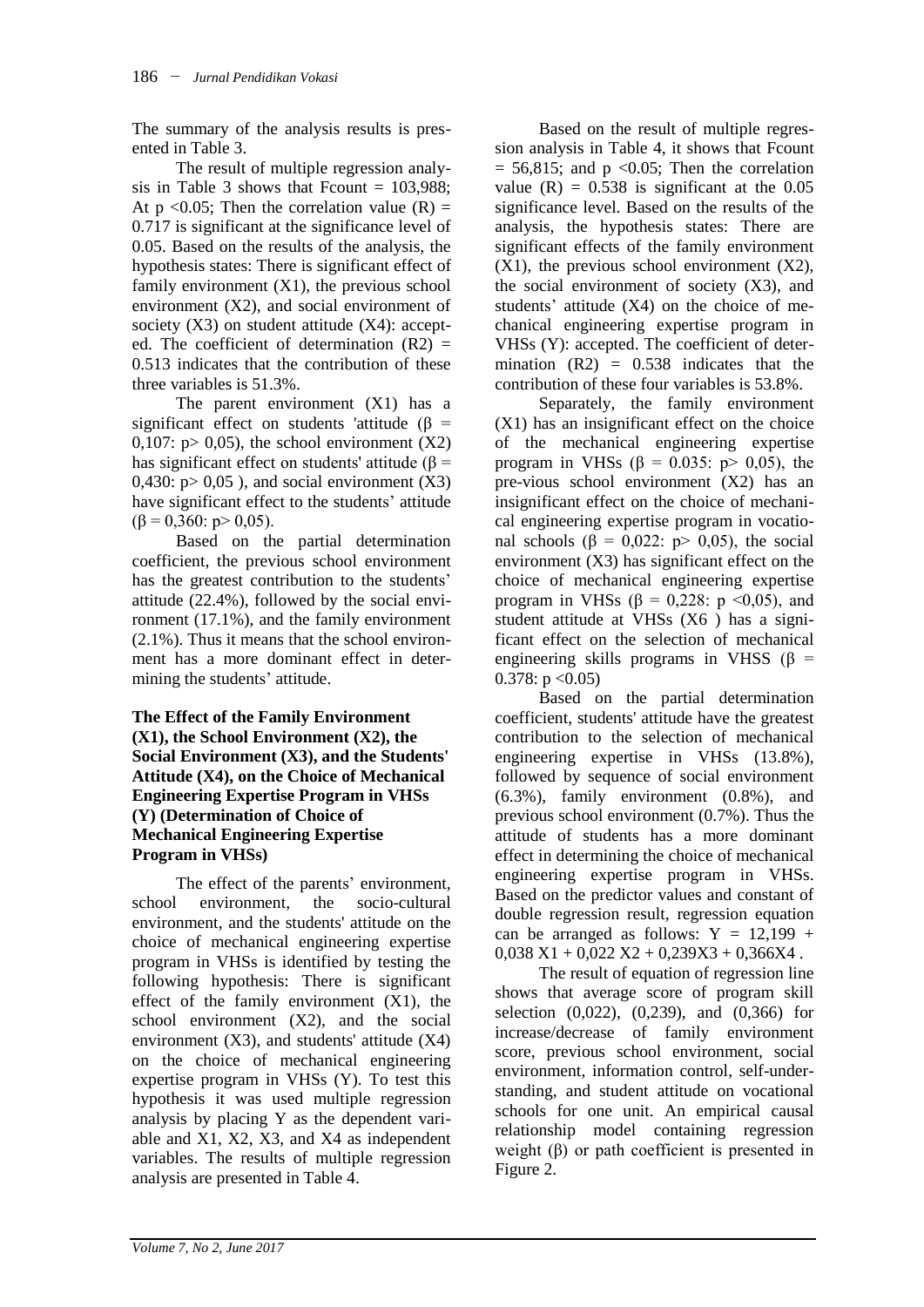The summary of the analysis results is presented in Table 3.

The result of multiple regression analysis in Table 3 shows that Fcount = 103,988; At $p < 0.05$; Then the correlation value (R) = 0.717 is significant at the significance level of 0.05. Based on the results of the analysis, the hypothesis states: There is significant effect of family environment (X1), the previous school environment (X2), and social environment of society (X3) on student attitude (X4): accepted. The coefficient of determination (R2) = 0.513 indicates that the contribution of these three variables is 51.3%.

The parent environment (X1) has a significant effect on students 'attitude ($\beta$ = 0,107: p> 0,05), the school environment (X2) has significant effect on students' attitude ($\beta$ = 0,430: p> 0,05 ), and social environment (X3) have significant effect to the students' attitude ($\beta$ = 0,360: p> 0,05).

Based on the partial determination coefficient, the previous school environment has the greatest contribution to the students' attitude (22.4%), followed by the social environment (17.1%), and the family environment (2.1%). Thus it means that the school environment has a more dominant effect in determining the students' attitude.

**The Effect of the Family Environment (X1), the School Environment (X2), the Social Environment (X3), and the Students' Attitude (X4), on the Choice of Mechanical Engineering Expertise Program in VHSs (Y) (Determination of Choice of Mechanical Engineering Expertise Program in VHSs)**

The effect of the parents' environment, school environment, the socio-cultural environment, and the students' attitude on the choice of mechanical engineering expertise program in VHSs is identified by testing the following hypothesis: There is significant effect of the family environment (X1), the school environment (X2), and the social environment (X3), and students' attitude (X4) on the choice of mechanical engineering expertise program in VHSs (Y). To test this hypothesis it was used multiple regression analysis by placing Y as the dependent variable and X1, X2, X3, and X4 as independent variables. The results of multiple regression analysis are presented in Table 4.

Based on the result of multiple regression analysis in Table 4, it shows that Fcount = 56,815; and $p < 0.05$; Then the correlation value (R) = 0.538 is significant at the 0.05 significance level. Based on the results of the analysis, the hypothesis states: There are significant effects of the family environment (X1), the previous school environment (X2), the social environment of society (X3), and students' attitude (X4) on the choice of mechanical engineering expertise program in VHSs (Y): accepted. The coefficient of determination (R2) = 0.538 indicates that the contribution of these four variables is 53.8%.

Separately, the family environment (X1) has an insignificant effect on the choice of the mechanical engineering expertise program in VHSs ($\beta$ = 0.035: p> 0,05), the pre-vious school environment (X2) has an insignificant effect on the choice of mechanical engineering expertise program in vocational schools ($\beta$ = 0,022: p> 0,05), the social environment (X3) has significant effect on the choice of mechanical engineering expertise program in VHSs ($\beta$ = 0,228: p <0,05), and student attitude at VHSs (X6 ) has a significant effect on the selection of mechanical engineering skills programs in VHSS ($\beta$ = 0.378: p <0.05)

Based on the partial determination coefficient, students' attitude have the greatest contribution to the selection of mechanical engineering expertise in VHSs (13.8%), followed by sequence of social environment (6.3%), family environment (0.8%), and previous school environment (0.7%). Thus the attitude of students has a more dominant effect in determining the choice of mechanical engineering expertise program in VHSs. Based on the predictor values and constant of double regression result, regression equation can be arranged as follows: $Y = 12{,}199 + 0{,}038\,X1 + 0{,}022\,X2 + 0{,}239X3 + 0{,}366X4$ .

The result of equation of regression line shows that average score of program skill selection (0,022), (0,239), and (0,366) for increase/decrease of family environment score, previous school environment, social environment, information control, self-understanding, and student attitude on vocational schools for one unit. An empirical causal relationship model containing regression weight ($\beta$) or path coefficient is presented in Figure 2.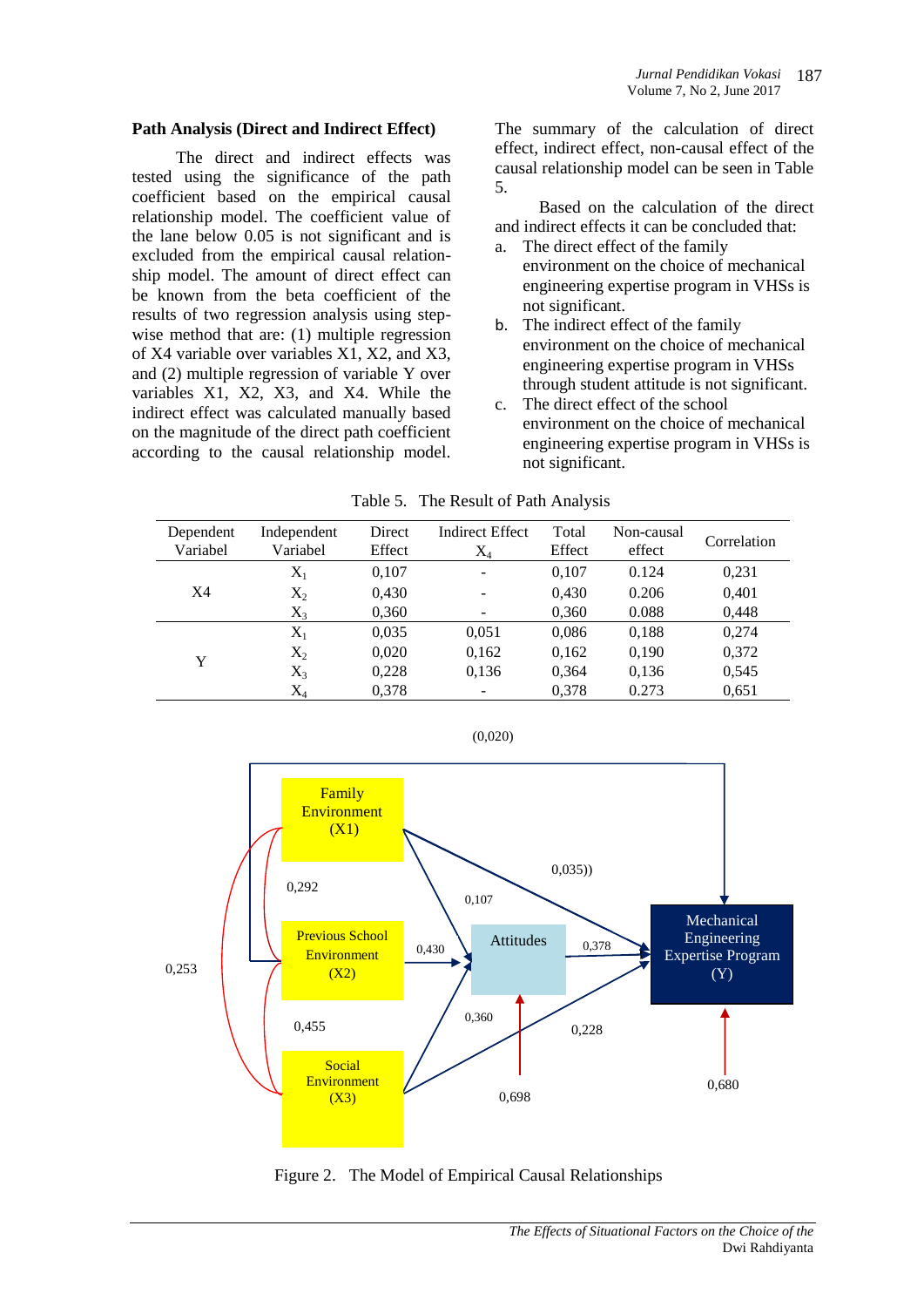## Path Analysis (Direct and Indirect Effect)

The direct and indirect effects was tested using the significance of the path coefficient based on the empirical causal relationship model. The coefficient value of the lane below 0.05 is not significant and is excluded from the empirical causal relationship model. The amount of direct effect can be known from the beta coefficient of the results of two regression analysis using step-wise method that are: (1) multiple regression of X4 variable over variables X1, X2, and X3, and (2) multiple regression of variable Y over variables X1, X2, X3, and X4. While the indirect effect was calculated manually based on the magnitude of the direct path coefficient according to the causal relationship model. The summary of the calculation of direct effect, indirect effect, non-causal effect of the causal relationship model can be seen in Table 5.

Based on the calculation of the direct and indirect effects it can be concluded that:

a. The direct effect of the family environment on the choice of mechanical engineering expertise program in VHSs is not significant.
b. The indirect effect of the family environment on the choice of mechanical engineering expertise program in VHSs through student attitude is not significant.
c. The direct effect of the school environment on the choice of mechanical engineering expertise program in VHSs is not significant.

Table 5. The Result of Path Analysis

| Dependent Variabel | Independent Variabel | Direct Effect | Indirect Effect $X_4$ | Total Effect | Non-causal effect | Correlation |
|---|---|---|---|---|---|---|
| X4 | $X_1$ | 0,107 | - | 0,107 | 0.124 | 0,231 |
| | $X_2$ | 0,430 | - | 0,430 | 0.206 | 0,401 |
| | $X_3$ | 0,360 | - | 0,360 | 0.088 | 0,448 |
| Y | $X_1$ | 0,035 | 0,051 | 0,086 | 0,188 | 0,274 |
| | $X_2$ | 0,020 | 0,162 | 0,162 | 0,190 | 0,372 |
| | $X_3$ | 0,228 | 0,136 | 0,364 | 0,136 | 0,545 |
| | $X_4$ | 0,378 | - | 0,378 | 0.273 | 0,651 |

(0,020)

Family Environment (X1)

0,035))

0,292

0,107

Previous School Environment (X2)

0,430

Attitudes

0,378

Mechanical Engineering Expertise Program (Y)

0,253

0,360

0,228

0,455

Social Environment (X3)

0,698

0,680

Figure 2. The Model of Empirical Causal Relationships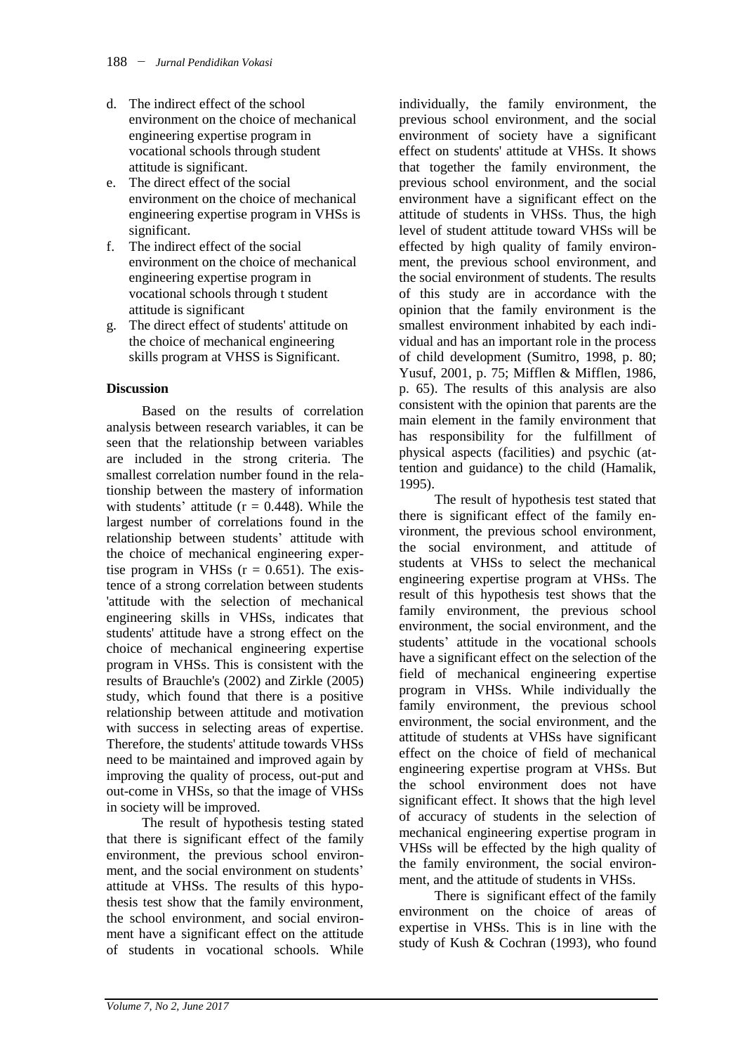d. The indirect effect of the school environment on the choice of mechanical engineering expertise program in vocational schools through student attitude is significant.
e. The direct effect of the social environment on the choice of mechanical engineering expertise program in VHSs is significant.
f. The indirect effect of the social environment on the choice of mechanical engineering expertise program in vocational schools through t student attitude is significant
g. The direct effect of students' attitude on the choice of mechanical engineering skills program at VHSS is Significant.

**Discussion**

Based on the results of correlation analysis between research variables, it can be seen that the relationship between variables are included in the strong criteria. The smallest correlation number found in the relationship between the mastery of information with students' attitude ($r = 0.448$). While the largest number of correlations found in the relationship between students' attitude with the choice of mechanical engineering expertise program in VHSs ($r = 0.651$). The existence of a strong correlation between students 'attitude with the selection of mechanical engineering skills in VHSs, indicates that students' attitude have a strong effect on the choice of mechanical engineering expertise program in VHSs. This is consistent with the results of Brauchle's (2002) and Zirkle (2005) study, which found that there is a positive relationship between attitude and motivation with success in selecting areas of expertise. Therefore, the students' attitude towards VHSs need to be maintained and improved again by improving the quality of process, out-put and out-come in VHSs, so that the image of VHSs in society will be improved.

The result of hypothesis testing stated that there is significant effect of the family environment, the previous school environment, and the social environment on students' attitude at VHSs. The results of this hypothesis test show that the family environment, the school environment, and social environment have a significant effect on the attitude of students in vocational schools. While individually, the family environment, the previous school environment, and the social environment of society have a significant effect on students' attitude at VHSs. It shows that together the family environment, the previous school environment, and the social environment have a significant effect on the attitude of students in VHSs. Thus, the high level of student attitude toward VHSs will be effected by high quality of family environment, the previous school environment, and the social environment of students. The results of this study are in accordance with the opinion that the family environment is the smallest environment inhabited by each individual and has an important role in the process of child development (Sumitro, 1998, p. 80; Yusuf, 2001, p. 75; Mifflen & Mifflen, 1986, p. 65). The results of this analysis are also consistent with the opinion that parents are the main element in the family environment that has responsibility for the fulfillment of physical aspects (facilities) and psychic (attention and guidance) to the child (Hamalik, 1995).

The result of hypothesis test stated that there is significant effect of the family environment, the previous school environment, the social environment, and attitude of students at VHSs to select the mechanical engineering expertise program at VHSs. The result of this hypothesis test shows that the family environment, the previous school environment, the social environment, and the students' attitude in the vocational schools have a significant effect on the selection of the field of mechanical engineering expertise program in VHSs. While individually the family environment, the previous school environment, the social environment, and the attitude of students at VHSs have significant effect on the choice of field of mechanical engineering expertise program at VHSs. But the school environment does not have significant effect. It shows that the high level of accuracy of students in the selection of mechanical engineering expertise program in VHSs will be effected by the high quality of the family environment, the social environment, and the attitude of students in VHSs.

There is significant effect of the family environment on the choice of areas of expertise in VHSs. This is in line with the study of Kush & Cochran (1993), who found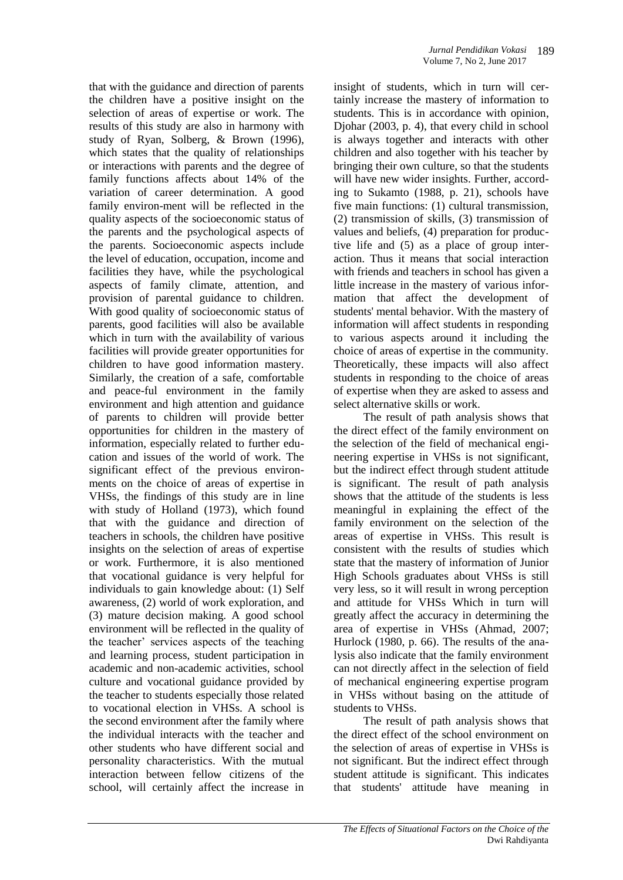that with the guidance and direction of parents the children have a positive insight on the selection of areas of expertise or work. The results of this study are also in harmony with study of Ryan, Solberg, & Brown (1996), which states that the quality of relationships or interactions with parents and the degree of family functions affects about 14% of the variation of career determination. A good family environ-ment will be reflected in the quality aspects of the socioeconomic status of the parents and the psychological aspects of the parents. Socioeconomic aspects include the level of education, occupation, income and facilities they have, while the psychological aspects of family climate, attention, and provision of parental guidance to children. With good quality of socioeconomic status of parents, good facilities will also be available which in turn with the availability of various facilities will provide greater opportunities for children to have good information mastery. Similarly, the creation of a safe, comfortable and peace-ful environment in the family environment and high attention and guidance of parents to children will provide better opportunities for children in the mastery of information, especially related to further edu-cation and issues of the world of work. The significant effect of the previous environ-ments on the choice of areas of expertise in VHSs, the findings of this study are in line with study of Holland (1973), which found that with the guidance and direction of teachers in schools, the children have positive insights on the selection of areas of expertise or work. Furthermore, it is also mentioned that vocational guidance is very helpful for individuals to gain knowledge about: (1) Self awareness, (2) world of work exploration, and (3) mature decision making. A good school environment will be reflected in the quality of the teacher' services aspects of the teaching and learning process, student participation in academic and non-academic activities, school culture and vocational guidance provided by the teacher to students especially those related to vocational election in VHSs. A school is the second environment after the family where the individual interacts with the teacher and other students who have different social and personality characteristics. With the mutual interaction between fellow citizens of the school, will certainly affect the increase in insight of students, which in turn will cer-tainly increase the mastery of information to students. This is in accordance with opinion, Djohar (2003, p. 4), that every child in school is always together and interacts with other children and also together with his teacher by bringing their own culture, so that the students will have new wider insights. Further, accord-ing to Sukamto (1988, p. 21), schools have five main functions: (1) cultural transmission, (2) transmission of skills, (3) transmission of values and beliefs, (4) preparation for produc-tive life and (5) as a place of group inter-action. Thus it means that social interaction with friends and teachers in school has given a little increase in the mastery of various infor-mation that affect the development of students' mental behavior. With the mastery of information will affect students in responding to various aspects around it including the choice of areas of expertise in the community. Theoretically, these impacts will also affect students in responding to the choice of areas of expertise when they are asked to assess and select alternative skills or work.

The result of path analysis shows that the direct effect of the family environment on the selection of the field of mechanical engi-neering expertise in VHSs is not significant, but the indirect effect through student attitude is significant. The result of path analysis shows that the attitude of the students is less meaningful in explaining the effect of the family environment on the selection of the areas of expertise in VHSs. This result is consistent with the results of studies which state that the mastery of information of Junior High Schools graduates about VHSs is still very less, so it will result in wrong perception and attitude for VHSs Which in turn will greatly affect the accuracy in determining the area of expertise in VHSs (Ahmad, 2007; Hurlock (1980, p. 66). The results of the ana-lysis also indicate that the family environment can not directly affect in the selection of field of mechanical engineering expertise program in VHSs without basing on the attitude of students to VHSs.

The result of path analysis shows that the direct effect of the school environment on the selection of areas of expertise in VHSs is not significant. But the indirect effect through student attitude is significant. This indicates that students' attitude have meaning in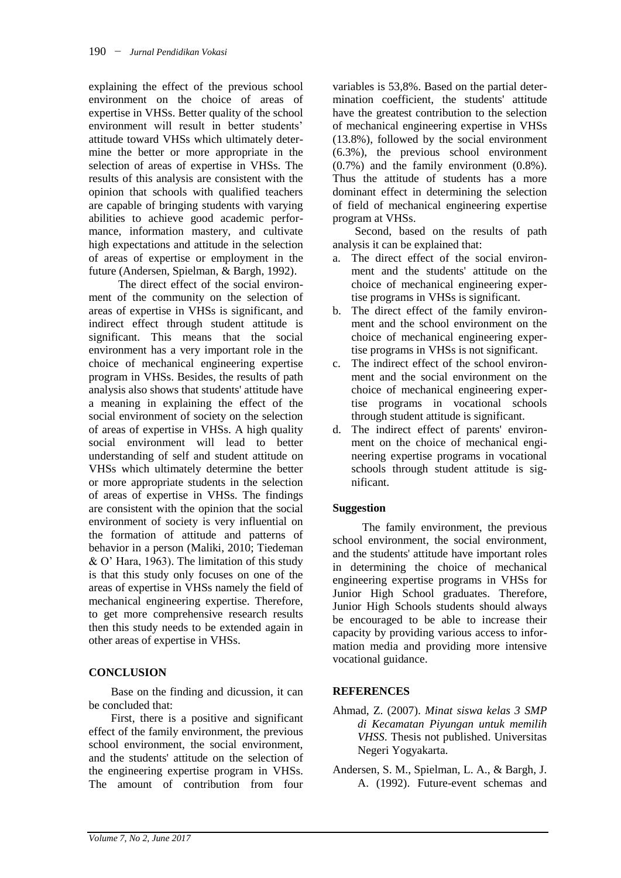explaining the effect of the previous school environment on the choice of areas of expertise in VHSs. Better quality of the school environment will result in better students' attitude toward VHSs which ultimately determine the better or more appropriate in the selection of areas of expertise in VHSs. The results of this analysis are consistent with the opinion that schools with qualified teachers are capable of bringing students with varying abilities to achieve good academic performance, information mastery, and cultivate high expectations and attitude in the selection of areas of expertise or employment in the future (Andersen, Spielman, & Bargh, 1992).

The direct effect of the social environment of the community on the selection of areas of expertise in VHSs is significant, and indirect effect through student attitude is significant. This means that the social environment has a very important role in the choice of mechanical engineering expertise program in VHSs. Besides, the results of path analysis also shows that students' attitude have a meaning in explaining the effect of the social environment of society on the selection of areas of expertise in VHSs. A high quality social environment will lead to better understanding of self and student attitude on VHSs which ultimately determine the better or more appropriate students in the selection of areas of expertise in VHSs. The findings are consistent with the opinion that the social environment of society is very influential on the formation of attitude and patterns of behavior in a person (Maliki, 2010; Tiedeman & O' Hara, 1963). The limitation of this study is that this study only focuses on one of the areas of expertise in VHSs namely the field of mechanical engineering expertise. Therefore, to get more comprehensive research results then this study needs to be extended again in other areas of expertise in VHSs.

## CONCLUSION

Base on the finding and dicussion, it can be concluded that:

First, there is a positive and significant effect of the family environment, the previous school environment, the social environment, and the students' attitude on the selection of the engineering expertise program in VHSs. The amount of contribution from four variables is 53,8%. Based on the partial determination coefficient, the students' attitude have the greatest contribution to the selection of mechanical engineering expertise in VHSs (13.8%), followed by the social environment (6.3%), the previous school environment (0.7%) and the family environment (0.8%). Thus the attitude of students has a more dominant effect in determining the selection of field of mechanical engineering expertise program at VHSs.

Second, based on the results of path analysis it can be explained that:

a. The direct effect of the social environment and the students' attitude on the choice of mechanical engineering expertise programs in VHSs is significant.
b. The direct effect of the family environment and the school environment on the choice of mechanical engineering expertise programs in VHSs is not significant.
c. The indirect effect of the school environment and the social environment on the choice of mechanical engineering expertise programs in vocational schools through student attitude is significant.
d. The indirect effect of parents' environment on the choice of mechanical engineering expertise programs in vocational schools through student attitude is significant.

### Suggestion

The family environment, the previous school environment, the social environment, and the students' attitude have important roles in determining the choice of mechanical engineering expertise programs in VHSs for Junior High School graduates. Therefore, Junior High Schools students should always be encouraged to be able to increase their capacity by providing various access to information media and providing more intensive vocational guidance.

## REFERENCES

Ahmad, Z. (2007). *Minat siswa kelas 3 SMP di Kecamatan Piyungan untuk memilih VHSS*. Thesis not published. Universitas Negeri Yogyakarta.

Andersen, S. M., Spielman, L. A., & Bargh, J. A. (1992). Future-event schemas and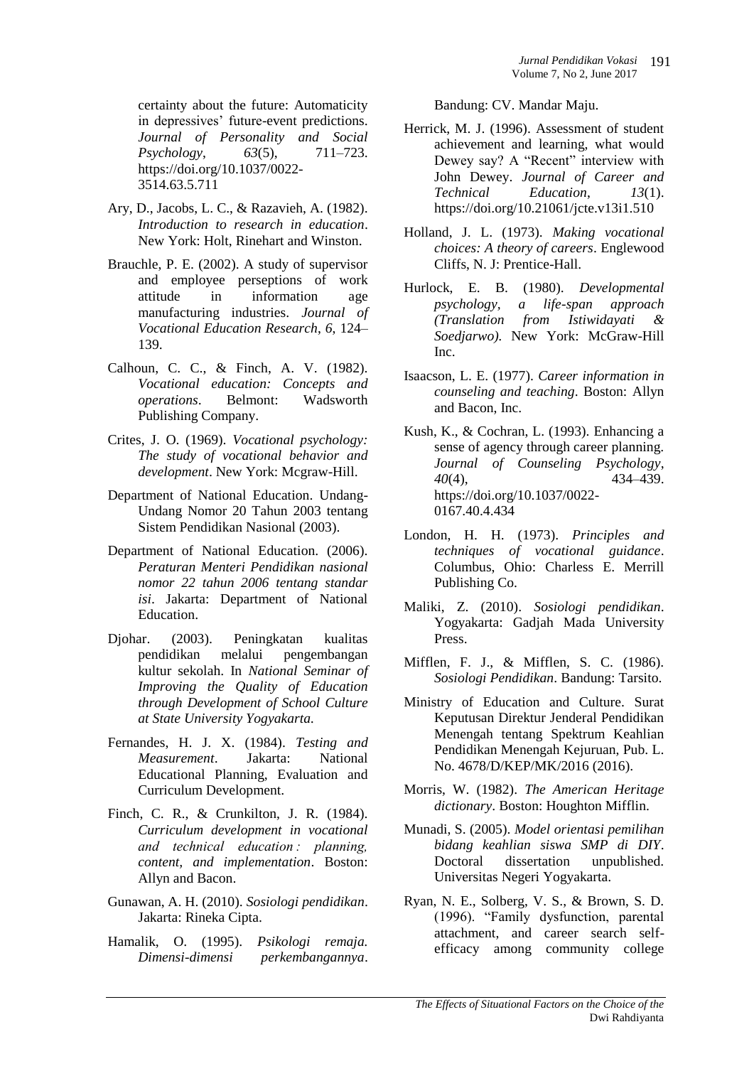certainty about the future: Automaticity in depressives' future-event predictions. *Journal of Personality and Social Psychology*, *63*(5), 711–723. https://doi.org/10.1037/0022-3514.63.5.711

Ary, D., Jacobs, L. C., & Razavieh, A. (1982). *Introduction to research in education*. New York: Holt, Rinehart and Winston.

Brauchle, P. E. (2002). A study of supervisor and employee perseptions of work attitude in information age manufacturing industries. *Journal of Vocational Education Research*, *6*, 124–139.

Calhoun, C. C., & Finch, A. V. (1982). *Vocational education: Concepts and operations*. Belmont: Wadsworth Publishing Company.

Crites, J. O. (1969). *Vocational psychology: The study of vocational behavior and development*. New York: Mcgraw-Hill.

Department of National Education. Undang-Undang Nomor 20 Tahun 2003 tentang Sistem Pendidikan Nasional (2003).

Department of National Education. (2006). *Peraturan Menteri Pendidikan nasional nomor 22 tahun 2006 tentang standar isi*. Jakarta: Department of National Education.

Djohar. (2003). Peningkatan kualitas pendidikan melalui pengembangan kultur sekolah. In *National Seminar of Improving the Quality of Education through Development of School Culture at State University Yogyakarta*.

Fernandes, H. J. X. (1984). *Testing and Measurement*. Jakarta: National Educational Planning, Evaluation and Curriculum Development.

Finch, C. R., & Crunkilton, J. R. (1984). *Curriculum development in vocational and technical education : planning, content, and implementation*. Boston: Allyn and Bacon.

Gunawan, A. H. (2010). *Sosiologi pendidikan*. Jakarta: Rineka Cipta.

Hamalik, O. (1995). *Psikologi remaja. Dimensi-dimensi perkembangannya*. Bandung: CV. Mandar Maju.

Herrick, M. J. (1996). Assessment of student achievement and learning, what would Dewey say? A "Recent" interview with John Dewey. *Journal of Career and Technical Education*, *13*(1). https://doi.org/10.21061/jcte.v13i1.510

Holland, J. L. (1973). *Making vocational choices: A theory of careers*. Englewood Cliffs, N. J: Prentice-Hall.

Hurlock, E. B. (1980). *Developmental psychology, a life-span approach (Translation from Istiwidayati & Soedjarwo)*. New York: McGraw-Hill Inc.

Isaacson, L. E. (1977). *Career information in counseling and teaching*. Boston: Allyn and Bacon, Inc.

Kush, K., & Cochran, L. (1993). Enhancing a sense of agency through career planning. *Journal of Counseling Psychology*, *40*(4), 434–439. https://doi.org/10.1037/0022-0167.40.4.434

London, H. H. (1973). *Principles and techniques of vocational guidance*. Columbus, Ohio: Charless E. Merrill Publishing Co.

Maliki, Z. (2010). *Sosiologi pendidikan*. Yogyakarta: Gadjah Mada University Press.

Mifflen, F. J., & Mifflen, S. C. (1986). *Sosiologi Pendidikan*. Bandung: Tarsito.

Ministry of Education and Culture. Surat Keputusan Direktur Jenderal Pendidikan Menengah tentang Spektrum Keahlian Pendidikan Menengah Kejuruan, Pub. L. No. 4678/D/KEP/MK/2016 (2016).

Morris, W. (1982). *The American Heritage dictionary*. Boston: Houghton Mifflin.

Munadi, S. (2005). *Model orientasi pemilihan bidang keahlian siswa SMP di DIY*. Doctoral dissertation unpublished. Universitas Negeri Yogyakarta.

Ryan, N. E., Solberg, V. S., & Brown, S. D. (1996). "Family dysfunction, parental attachment, and career search self-efficacy among community college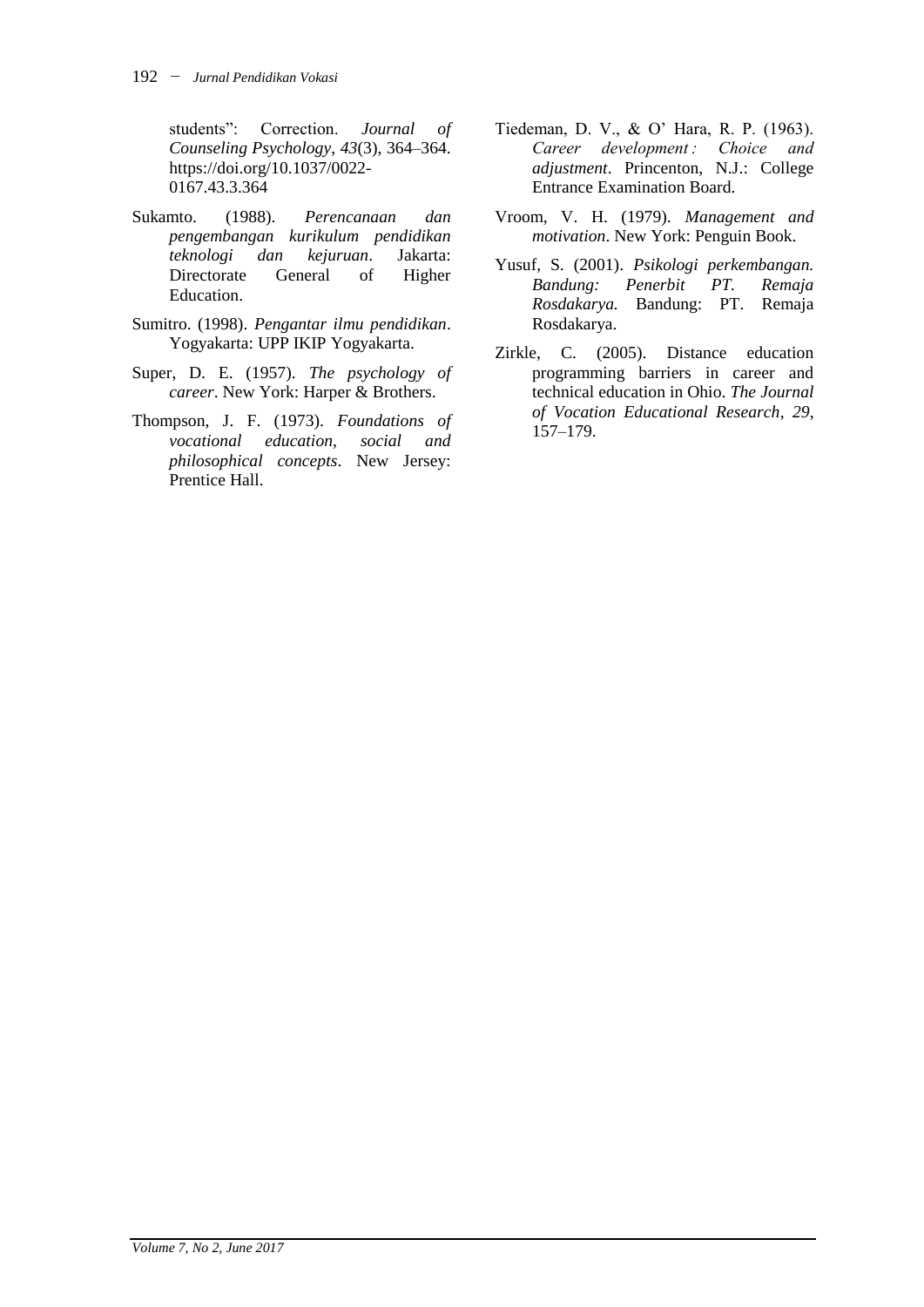students": Correction. *Journal of Counseling Psychology*, *43*(3), 364–364. https://doi.org/10.1037/0022-0167.43.3.364

Sukamto. (1988). *Perencanaan dan pengembangan kurikulum pendidikan teknologi dan kejuruan*. Jakarta: Directorate General of Higher Education.

Sumitro. (1998). *Pengantar ilmu pendidikan*. Yogyakarta: UPP IKIP Yogyakarta.

Super, D. E. (1957). *The psychology of career*. New York: Harper & Brothers.

Thompson, J. F. (1973). *Foundations of vocational education, social and philosophical concepts*. New Jersey: Prentice Hall.

Tiedeman, D. V., & O' Hara, R. P. (1963). *Career development : Choice and adjustment*. Princenton, N.J.: College Entrance Examination Board.

Vroom, V. H. (1979). *Management and motivation*. New York: Penguin Book.

Yusuf, S. (2001). *Psikologi perkembangan. Bandung: Penerbit PT. Remaja Rosdakarya.* Bandung: PT. Remaja Rosdakarya.

Zirkle, C. (2005). Distance education programming barriers in career and technical education in Ohio. *The Journal of Vocation Educational Research*, *29*, 157–179.